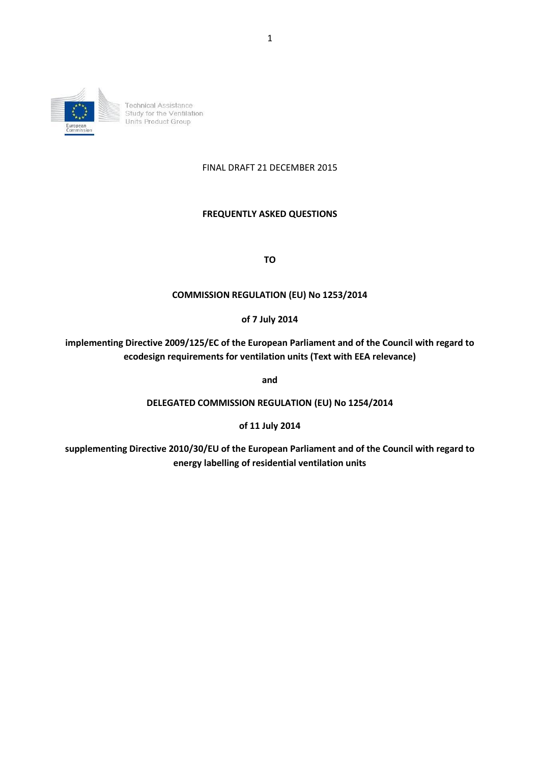Technical Assistance Study for the Ventilation Units Product Group

FINAL DRAFT 21 DECEMBER 2015

# FREQUENTLY ASKED QUESTIONS

# TO

# COMMISSION REGULATION (EU) No 1253/2014

**of 7 July 2014**

**implementing Directive 2009/125/EC of the European Parliament and of the Council with regard to ecodesign requirements for ventilation units (Text with EEA relevance)**

**and**

# DELEGATED COMMISSION REGULATION (EU) No 1254/2014

**of 11 July 2014**

**supplementing Directive 2010/30/EU of the European Parliament and of the Council with regard to energy labelling of residential ventilation units**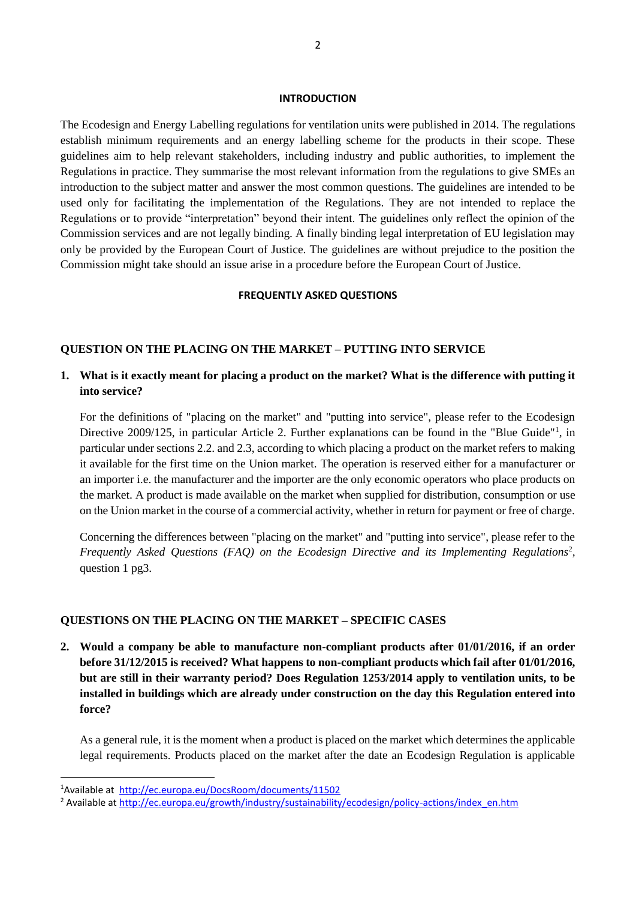## INTRODUCTION

The Ecodesign and Energy Labelling regulations for ventilation units were published in 2014. The regulations establish minimum requirements and an energy labelling scheme for the products in their scope. These guidelines aim to help relevant stakeholders, including industry and public authorities, to implement the Regulations in practice. They summarise the most relevant information from the regulations to give SMEs an introduction to the subject matter and answer the most common questions. The guidelines are intended to be used only for facilitating the implementation of the Regulations. They are not intended to replace the Regulations or to provide "interpretation" beyond their intent. The guidelines only reflect the opinion of the Commission services and are not legally binding. A finally binding legal interpretation of EU legislation may only be provided by the European Court of Justice. The guidelines are without prejudice to the position the Commission might take should an issue arise in a procedure before the European Court of Justice.

## FREQUENTLY ASKED QUESTIONS

### QUESTION ON THE PLACING ON THE MARKET – PUTTING INTO SERVICE

**1. What is it exactly meant for placing a product on the market? What is the difference with putting it into service?**

For the definitions of "placing on the market" and "putting into service", please refer to the Ecodesign Directive 2009/125, in particular Article 2. Further explanations can be found in the "Blue Guide"[1], in particular under sections 2.2. and 2.3, according to which placing a product on the market refers to making it available for the first time on the Union market. The operation is reserved either for a manufacturer or an importer i.e. the manufacturer and the importer are the only economic operators who place products on the market. A product is made available on the market when supplied for distribution, consumption or use on the Union market in the course of a commercial activity, whether in return for payment or free of charge.

Concerning the differences between "placing on the market" and "putting into service", please refer to the *Frequently Asked Questions (FAQ) on the Ecodesign Directive and its Implementing Regulations*[2], question 1 pg3.

### QUESTIONS ON THE PLACING ON THE MARKET – SPECIFIC CASES

**2. Would a company be able to manufacture non-compliant products after 01/01/2016, if an order before 31/12/2015 is received? What happens to non-compliant products which fail after 01/01/2016, but are still in their warranty period? Does Regulation 1253/2014 apply to ventilation units, to be installed in buildings which are already under construction on the day this Regulation entered into force?**

As a general rule, it is the moment when a product is placed on the market which determines the applicable legal requirements. Products placed on the market after the date an Ecodesign Regulation is applicable

---

[1] Available at http://ec.europa.eu/DocsRoom/documents/11502

[2] Available at http://ec.europa.eu/growth/industry/sustainability/ecodesign/policy-actions/index_en.htm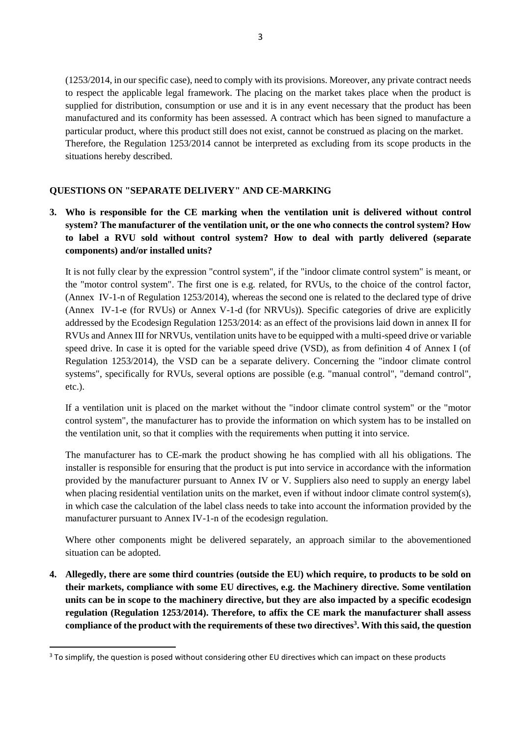(1253/2014, in our specific case), need to comply with its provisions. Moreover, any private contract needs to respect the applicable legal framework. The placing on the market takes place when the product is supplied for distribution, consumption or use and it is in any event necessary that the product has been manufactured and its conformity has been assessed. A contract which has been signed to manufacture a particular product, where this product still does not exist, cannot be construed as placing on the market. Therefore, the Regulation 1253/2014 cannot be interpreted as excluding from its scope products in the situations hereby described.

## QUESTIONS ON "SEPARATE DELIVERY" AND CE-MARKING

**3. Who is responsible for the CE marking when the ventilation unit is delivered without control system? The manufacturer of the ventilation unit, or the one who connects the control system? How to label a RVU sold without control system? How to deal with partly delivered (separate components) and/or installed units?**

It is not fully clear by the expression "control system", if the "indoor climate control system" is meant, or the "motor control system". The first one is e.g. related, for RVUs, to the choice of the control factor, (Annex IV-1-n of Regulation 1253/2014), whereas the second one is related to the declared type of drive (Annex IV-1-e (for RVUs) or Annex V-1-d (for NRVUs)). Specific categories of drive are explicitly addressed by the Ecodesign Regulation 1253/2014: as an effect of the provisions laid down in annex II for RVUs and Annex III for NRVUs, ventilation units have to be equipped with a multi-speed drive or variable speed drive. In case it is opted for the variable speed drive (VSD), as from definition 4 of Annex I (of Regulation 1253/2014), the VSD can be a separate delivery. Concerning the "indoor climate control systems", specifically for RVUs, several options are possible (e.g. "manual control", "demand control", etc.).

If a ventilation unit is placed on the market without the "indoor climate control system" or the "motor control system", the manufacturer has to provide the information on which system has to be installed on the ventilation unit, so that it complies with the requirements when putting it into service.

The manufacturer has to CE-mark the product showing he has complied with all his obligations. The installer is responsible for ensuring that the product is put into service in accordance with the information provided by the manufacturer pursuant to Annex IV or V. Suppliers also need to supply an energy label when placing residential ventilation units on the market, even if without indoor climate control system(s), in which case the calculation of the label class needs to take into account the information provided by the manufacturer pursuant to Annex IV-1-n of the ecodesign regulation.

Where other components might be delivered separately, an approach similar to the abovementioned situation can be adopted.

**4. Allegedly, there are some third countries (outside the EU) which require, to products to be sold on their markets, compliance with some EU directives, e.g. the Machinery directive. Some ventilation units can be in scope to the machinery directive, but they are also impacted by a specific ecodesign regulation (Regulation 1253/2014). Therefore, to affix the CE mark the manufacturer shall assess compliance of the product with the requirements of these two directives[3]. With this said, the question**

[3] To simplify, the question is posed without considering other EU directives which can impact on these products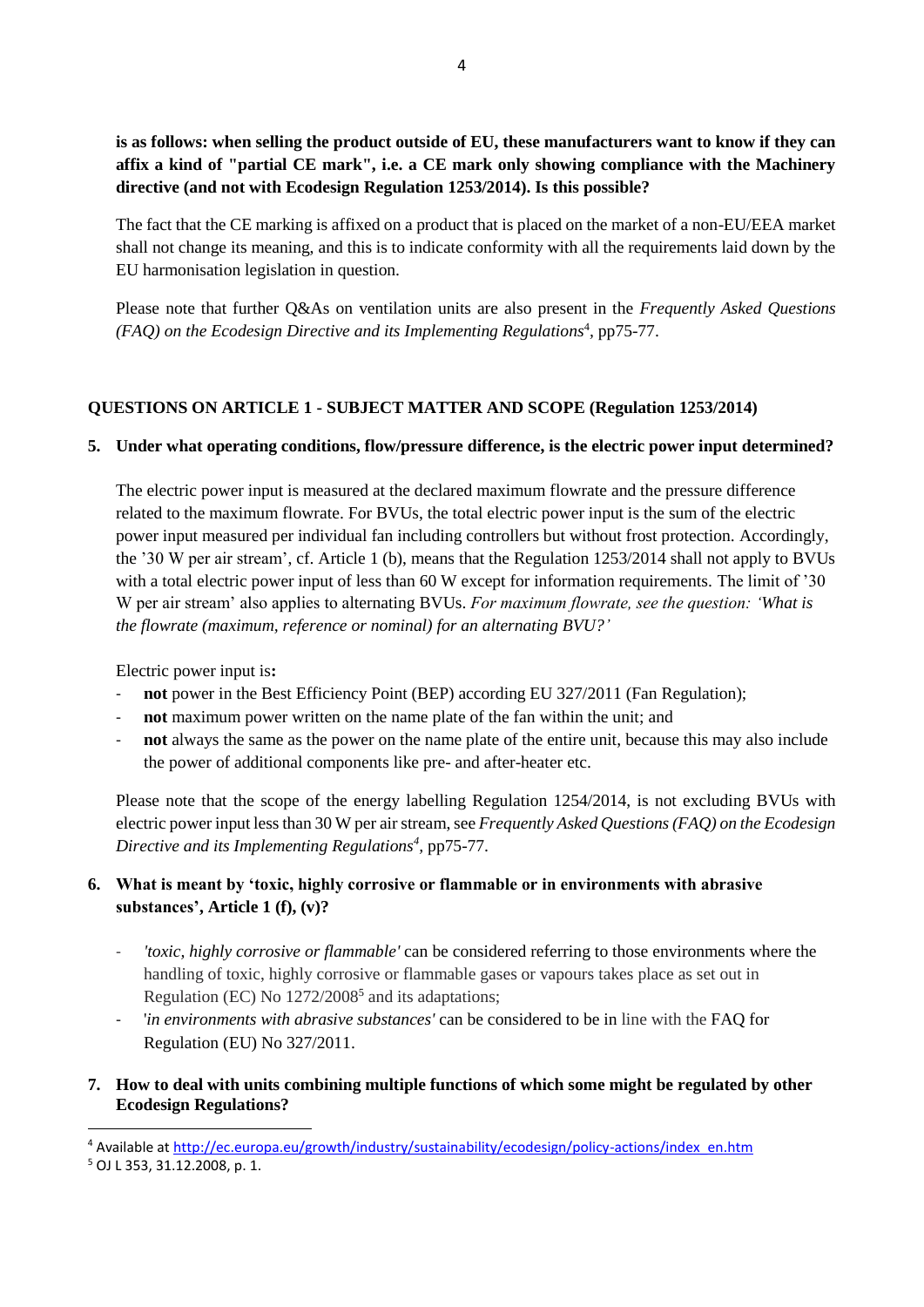**is as follows: when selling the product outside of EU, these manufacturers want to know if they can affix a kind of "partial CE mark", i.e. a CE mark only showing compliance with the Machinery directive (and not with Ecodesign Regulation 1253/2014). Is this possible?**

The fact that the CE marking is affixed on a product that is placed on the market of a non-EU/EEA market shall not change its meaning, and this is to indicate conformity with all the requirements laid down by the EU harmonisation legislation in question.

Please note that further Q&As on ventilation units are also present in the *Frequently Asked Questions (FAQ) on the Ecodesign Directive and its Implementing Regulations*[4], pp75-77.

## QUESTIONS ON ARTICLE 1 - SUBJECT MATTER AND SCOPE (Regulation 1253/2014)

**5. Under what operating conditions, flow/pressure difference, is the electric power input determined?**

The electric power input is measured at the declared maximum flowrate and the pressure difference related to the maximum flowrate. For BVUs, the total electric power input is the sum of the electric power input measured per individual fan including controllers but without frost protection. Accordingly, the '30 W per air stream', cf. Article 1 (b), means that the Regulation 1253/2014 shall not apply to BVUs with a total electric power input of less than 60 W except for information requirements. The limit of '30 W per air stream' also applies to alternating BVUs. *For maximum flowrate, see the question: 'What is the flowrate (maximum, reference or nominal) for an alternating BVU?'*

Electric power input is**:**

- **not** power in the Best Efficiency Point (BEP) according EU 327/2011 (Fan Regulation);
- **not** maximum power written on the name plate of the fan within the unit; and
- **not** always the same as the power on the name plate of the entire unit, because this may also include the power of additional components like pre- and after-heater etc.

Please note that the scope of the energy labelling Regulation 1254/2014, is not excluding BVUs with electric power input less than 30 W per air stream, see *Frequently Asked Questions (FAQ) on the Ecodesign Directive and its Implementing Regulations*[4], pp75-77.

**6. What is meant by 'toxic, highly corrosive or flammable or in environments with abrasive substances', Article 1 (f), (v)?**

- *'toxic, highly corrosive or flammable'* can be considered referring to those environments where the handling of toxic, highly corrosive or flammable gases or vapours takes place as set out in Regulation (EC) No 1272/2008[5] and its adaptations;
- '*in environments with abrasive substances'* can be considered to be in line with the FAQ for Regulation (EU) No 327/2011.

**7. How to deal with units combining multiple functions of which some might be regulated by other Ecodesign Regulations?**

---

[4] Available at http://ec.europa.eu/growth/industry/sustainability/ecodesign/policy-actions/index_en.htm

[5] OJ L 353, 31.12.2008, p. 1.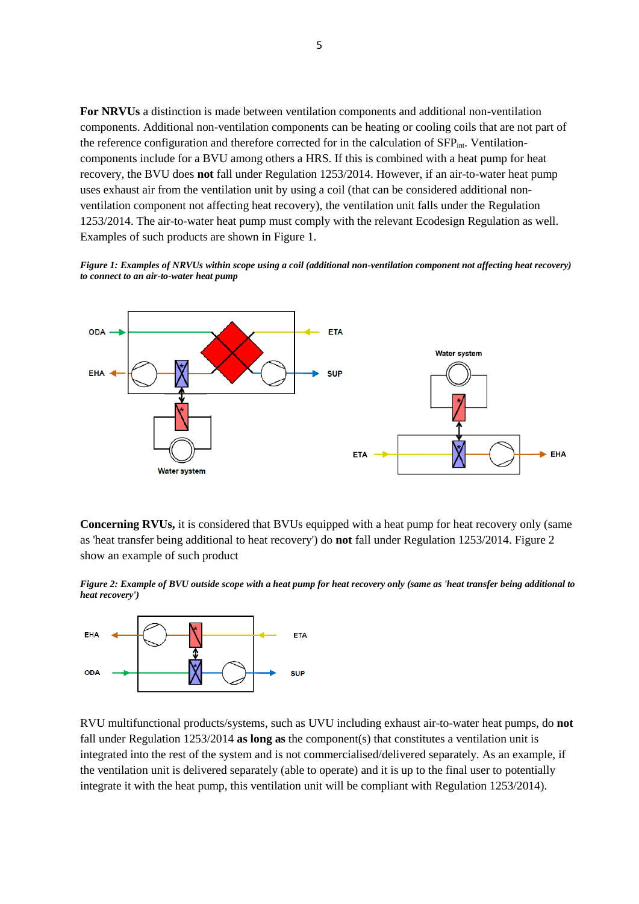**For NRVUs** a distinction is made between ventilation components and additional non-ventilation components. Additional non-ventilation components can be heating or cooling coils that are not part of the reference configuration and therefore corrected for in the calculation of $SFP_{int}$. Ventilation-components include for a BVU among others a HRS. If this is combined with a heat pump for heat recovery, the BVU does **not** fall under Regulation 1253/2014. However, if an air-to-water heat pump uses exhaust air from the ventilation unit by using a coil (that can be considered additional non-ventilation component not affecting heat recovery), the ventilation unit falls under the Regulation 1253/2014. The air-to-water heat pump must comply with the relevant Ecodesign Regulation as well. Examples of such products are shown in Figure 1.

***Figure 1: Examples of NRVUs within scope using a coil (additional non-ventilation component not affecting heat recovery) to connect to an air-to-water heat pump***

**Concerning RVUs,** it is considered that BVUs equipped with a heat pump for heat recovery only (same as 'heat transfer being additional to heat recovery') do **not** fall under Regulation 1253/2014. Figure 2 show an example of such product

***Figure 2: Example of BVU outside scope with a heat pump for heat recovery only (same as 'heat transfer being additional to heat recovery')***

RVU multifunctional products/systems, such as UVU including exhaust air-to-water heat pumps, do **not** fall under Regulation 1253/2014 **as long as** the component(s) that constitutes a ventilation unit is integrated into the rest of the system and is not commercialised/delivered separately. As an example, if the ventilation unit is delivered separately (able to operate) and it is up to the final user to potentially integrate it with the heat pump, this ventilation unit will be compliant with Regulation 1253/2014).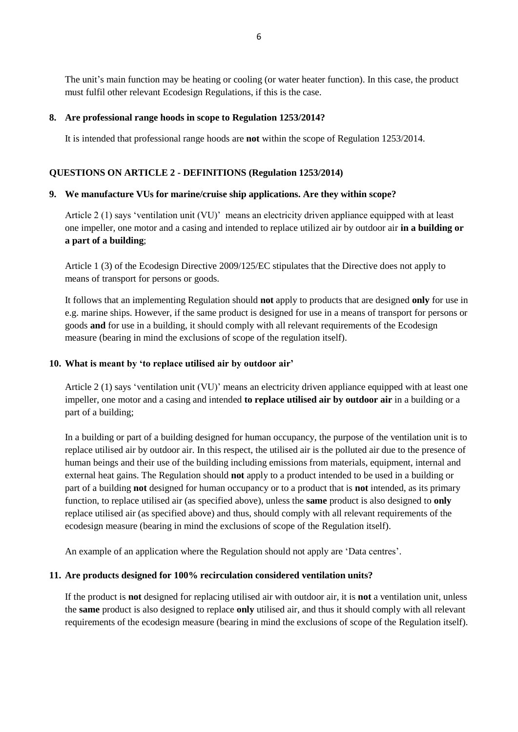The unit's main function may be heating or cooling (or water heater function). In this case, the product must fulfil other relevant Ecodesign Regulations, if this is the case.

**8. Are professional range hoods in scope to Regulation 1253/2014?**

It is intended that professional range hoods are **not** within the scope of Regulation 1253/2014.

## QUESTIONS ON ARTICLE 2 - DEFINITIONS (Regulation 1253/2014)

**9. We manufacture VUs for marine/cruise ship applications. Are they within scope?**

Article 2 (1) says 'ventilation unit (VU)' means an electricity driven appliance equipped with at least one impeller, one motor and a casing and intended to replace utilized air by outdoor air **in a building or a part of a building**;

Article 1 (3) of the Ecodesign Directive 2009/125/EC stipulates that the Directive does not apply to means of transport for persons or goods.

It follows that an implementing Regulation should **not** apply to products that are designed **only** for use in e.g. marine ships. However, if the same product is designed for use in a means of transport for persons or goods **and** for use in a building, it should comply with all relevant requirements of the Ecodesign measure (bearing in mind the exclusions of scope of the regulation itself).

**10. What is meant by 'to replace utilised air by outdoor air'**

Article 2 (1) says 'ventilation unit (VU)' means an electricity driven appliance equipped with at least one impeller, one motor and a casing and intended **to replace utilised air by outdoor air** in a building or a part of a building;

In a building or part of a building designed for human occupancy, the purpose of the ventilation unit is to replace utilised air by outdoor air. In this respect, the utilised air is the polluted air due to the presence of human beings and their use of the building including emissions from materials, equipment, internal and external heat gains. The Regulation should **not** apply to a product intended to be used in a building or part of a building **not** designed for human occupancy or to a product that is **not** intended, as its primary function, to replace utilised air (as specified above), unless the **same** product is also designed to **only** replace utilised air (as specified above) and thus, should comply with all relevant requirements of the ecodesign measure (bearing in mind the exclusions of scope of the Regulation itself).

An example of an application where the Regulation should not apply are 'Data centres'.

**11. Are products designed for 100% recirculation considered ventilation units?**

If the product is **not** designed for replacing utilised air with outdoor air, it is **not** a ventilation unit, unless the **same** product is also designed to replace **only** utilised air, and thus it should comply with all relevant requirements of the ecodesign measure (bearing in mind the exclusions of scope of the Regulation itself).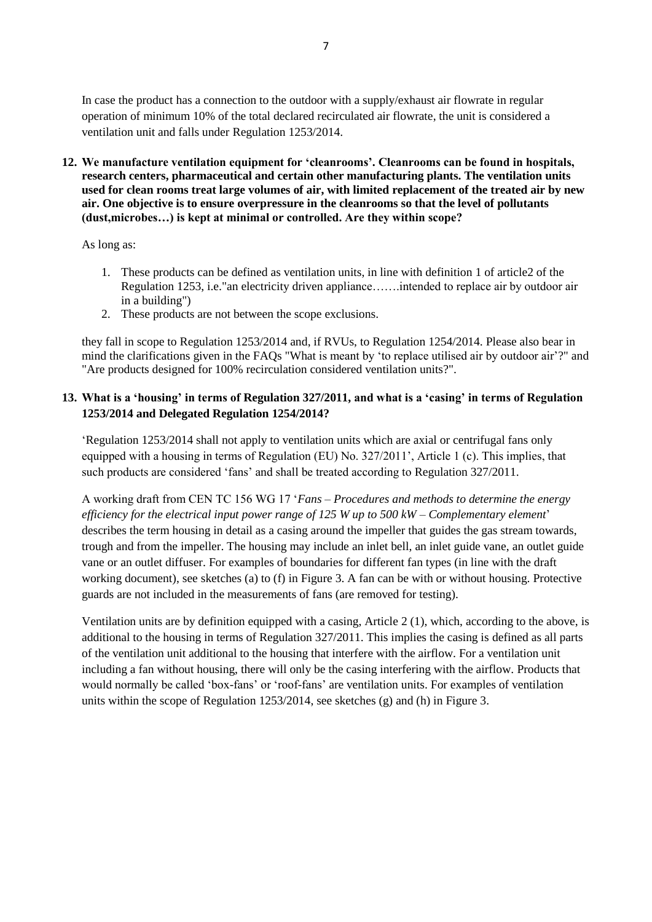In case the product has a connection to the outdoor with a supply/exhaust air flowrate in regular operation of minimum 10% of the total declared recirculated air flowrate, the unit is considered a ventilation unit and falls under Regulation 1253/2014.

**12. We manufacture ventilation equipment for 'cleanrooms'. Cleanrooms can be found in hospitals, research centers, pharmaceutical and certain other manufacturing plants. The ventilation units used for clean rooms treat large volumes of air, with limited replacement of the treated air by new air. One objective is to ensure overpressure in the cleanrooms so that the level of pollutants (dust,microbes…) is kept at minimal or controlled. Are they within scope?**

As long as:

1. These products can be defined as ventilation units, in line with definition 1 of article2 of the Regulation 1253, i.e."an electricity driven appliance…….intended to replace air by outdoor air in a building")
2. These products are not between the scope exclusions.

they fall in scope to Regulation 1253/2014 and, if RVUs, to Regulation 1254/2014. Please also bear in mind the clarifications given in the FAQs "What is meant by 'to replace utilised air by outdoor air'?" and "Are products designed for 100% recirculation considered ventilation units?".

**13. What is a 'housing' in terms of Regulation 327/2011, and what is a 'casing' in terms of Regulation 1253/2014 and Delegated Regulation 1254/2014?**

'Regulation 1253/2014 shall not apply to ventilation units which are axial or centrifugal fans only equipped with a housing in terms of Regulation (EU) No. 327/2011', Article 1 (c). This implies, that such products are considered 'fans' and shall be treated according to Regulation 327/2011.

A working draft from CEN TC 156 WG 17 '*Fans – Procedures and methods to determine the energy efficiency for the electrical input power range of 125 W up to 500 kW – Complementary element*' describes the term housing in detail as a casing around the impeller that guides the gas stream towards, trough and from the impeller. The housing may include an inlet bell, an inlet guide vane, an outlet guide vane or an outlet diffuser. For examples of boundaries for different fan types (in line with the draft working document), see sketches (a) to (f) in Figure 3. A fan can be with or without housing. Protective guards are not included in the measurements of fans (are removed for testing).

Ventilation units are by definition equipped with a casing, Article 2 (1), which, according to the above, is additional to the housing in terms of Regulation 327/2011. This implies the casing is defined as all parts of the ventilation unit additional to the housing that interfere with the airflow. For a ventilation unit including a fan without housing, there will only be the casing interfering with the airflow. Products that would normally be called 'box-fans' or 'roof-fans' are ventilation units. For examples of ventilation units within the scope of Regulation 1253/2014, see sketches (g) and (h) in Figure 3.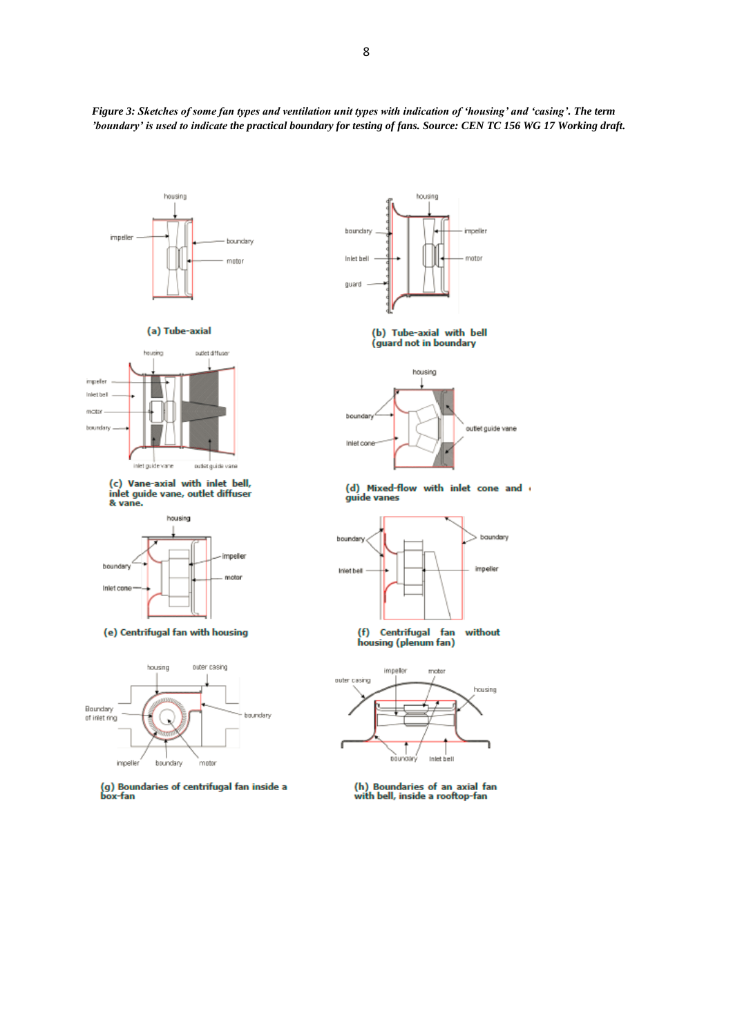*Figure 3: Sketches of some fan types and ventilation unit types with indication of 'housing' and 'casing'. The term 'boundary' is used to indicate the practical boundary for testing of fans. Source: CEN TC 156 WG 17 Working draft.*

(a) Tube-axial

(b) Tube-axial with bell (guard not in boundary

(c) Vane-axial with inlet bell, inlet guide vane, outlet diffuser & vane.

(d) Mixed-flow with inlet cone and guide vanes

(e) Centrifugal fan with housing

(f) Centrifugal fan without housing (plenum fan)

(g) Boundaries of centrifugal fan inside a box-fan

(h) Boundaries of an axial fan with bell, inside a rooftop-fan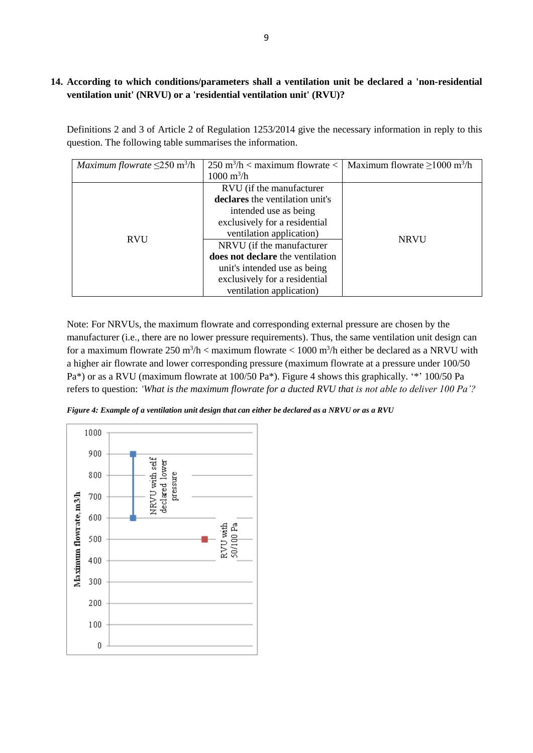**14. According to which conditions/parameters shall a ventilation unit be declared a 'non-residential ventilation unit' (NRVU) or a 'residential ventilation unit' (RVU)?**

Definitions 2 and 3 of Article 2 of Regulation 1253/2014 give the necessary information in reply to this question. The following table summarises the information.

| *Maximum flowrate ≤250 m³/h* | 250 m³/h < maximum flowrate < 1000 m³/h | Maximum flowrate ≥1000 m³/h |
|---|---|---|
| RVU | RVU (if the manufacturer **declares** the ventilation unit's intended use as being exclusively for a residential ventilation application) | NRVU |
| | NRVU (if the manufacturer **does not declare** the ventilation unit's intended use as being exclusively for a residential ventilation application) | |

Note: For NRVUs, the maximum flowrate and corresponding external pressure are chosen by the manufacturer (i.e., there are no lower pressure requirements). Thus, the same ventilation unit design can for a maximum flowrate 250 m³/h < maximum flowrate < 1000 m³/h either be declared as a NRVU with a higher air flowrate and lower corresponding pressure (maximum flowrate at a pressure under 100/50 Pa*) or as a RVU (maximum flowrate at 100/50 Pa*). Figure 4 shows this graphically. '*' 100/50 Pa refers to question: *'What is the maximum flowrate for a ducted RVU that is not able to deliver 100 Pa'?*

***Figure 4: Example of a ventilation unit design that can either be declared as a NRVU or as a RVU***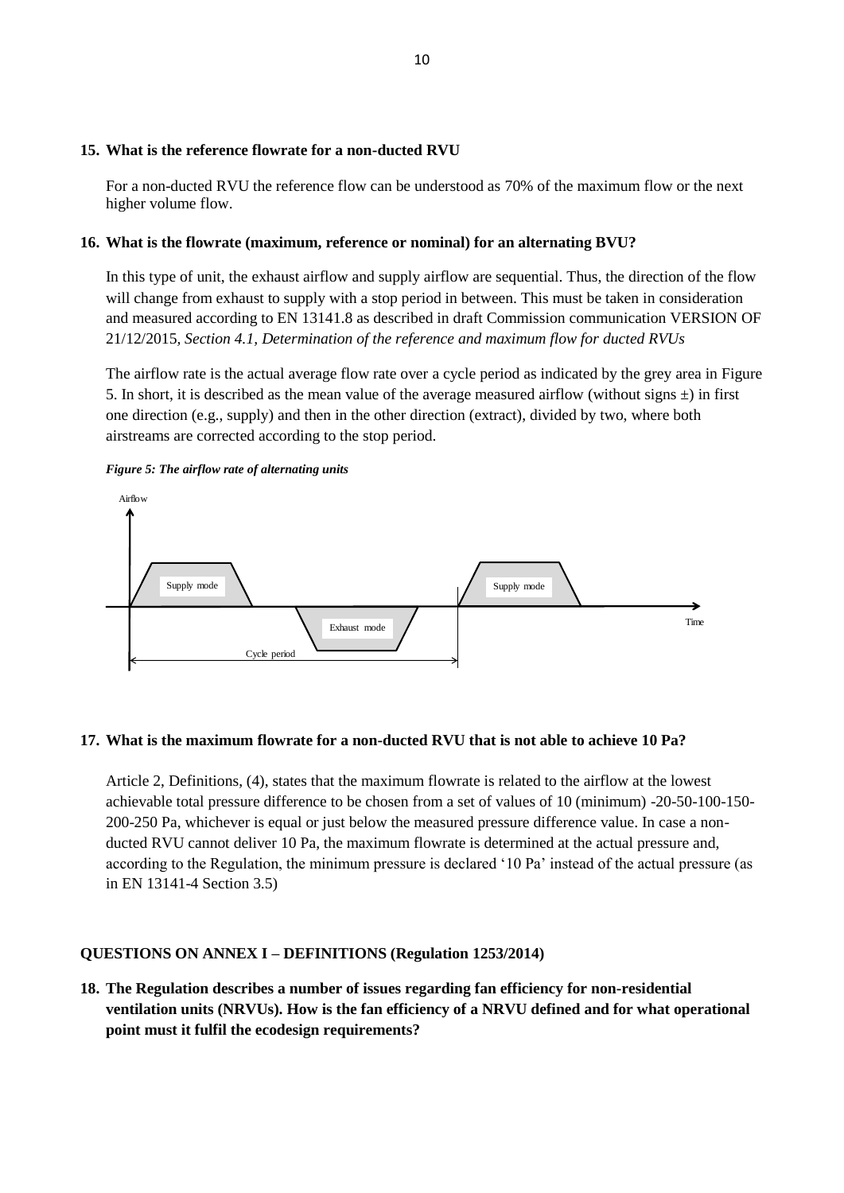**15. What is the reference flowrate for a non-ducted RVU**

For a non-ducted RVU the reference flow can be understood as 70% of the maximum flow or the next higher volume flow.

**16. What is the flowrate (maximum, reference or nominal) for an alternating BVU?**

In this type of unit, the exhaust airflow and supply airflow are sequential. Thus, the direction of the flow will change from exhaust to supply with a stop period in between. This must be taken in consideration and measured according to EN 13141.8 as described in draft Commission communication VERSION OF 21/12/2015, *Section 4.1, Determination of the reference and maximum flow for ducted RVUs*

The airflow rate is the actual average flow rate over a cycle period as indicated by the grey area in Figure 5. In short, it is described as the mean value of the average measured airflow (without signs ±) in first one direction (e.g., supply) and then in the other direction (extract), divided by two, where both airstreams are corrected according to the stop period.

***Figure 5: The airflow rate of alternating units***

Airflow

Supply mode

Exhaust mode

Supply mode

Time

Cycle period

**17. What is the maximum flowrate for a non-ducted RVU that is not able to achieve 10 Pa?**

Article 2, Definitions, (4), states that the maximum flowrate is related to the airflow at the lowest achievable total pressure difference to be chosen from a set of values of 10 (minimum) -20-50-100-150-200-250 Pa, whichever is equal or just below the measured pressure difference value. In case a non-ducted RVU cannot deliver 10 Pa, the maximum flowrate is determined at the actual pressure and, according to the Regulation, the minimum pressure is declared '10 Pa' instead of the actual pressure (as in EN 13141-4 Section 3.5)

**QUESTIONS ON ANNEX I – DEFINITIONS (Regulation 1253/2014)**

**18. The Regulation describes a number of issues regarding fan efficiency for non-residential ventilation units (NRVUs). How is the fan efficiency of a NRVU defined and for what operational point must it fulfil the ecodesign requirements?**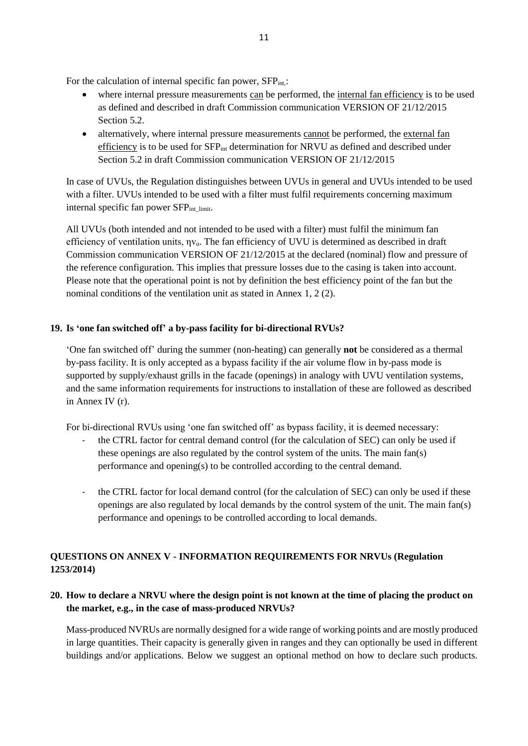For the calculation of internal specific fan power, $SFP_{int,}$:

- where internal pressure measurements can be performed, the internal fan efficiency is to be used as defined and described in draft Commission communication VERSION OF 21/12/2015 Section 5.2.
- alternatively, where internal pressure measurements cannot be performed, the external fan efficiency is to be used for $SFP_{int}$ determination for NRVU as defined and described under Section 5.2 in draft Commission communication VERSION OF 21/12/2015

In case of UVUs, the Regulation distinguishes between UVUs in general and UVUs intended to be used with a filter. UVUs intended to be used with a filter must fulfil requirements concerning maximum internal specific fan power $SFP_{int\_limit}$.

All UVUs (both intended and not intended to be used with a filter) must fulfil the minimum fan efficiency of ventilation units, $\eta v_u$. The fan efficiency of UVU is determined as described in draft Commission communication VERSION OF 21/12/2015 at the declared (nominal) flow and pressure of the reference configuration. This implies that pressure losses due to the casing is taken into account. Please note that the operational point is not by definition the best efficiency point of the fan but the nominal conditions of the ventilation unit as stated in Annex 1, 2 (2).

### 19. Is 'one fan switched off' a by-pass facility for bi-directional RVUs?

'One fan switched off' during the summer (non-heating) can generally **not** be considered as a thermal by-pass facility. It is only accepted as a bypass facility if the air volume flow in by-pass mode is supported by supply/exhaust grills in the facade (openings) in analogy with UVU ventilation systems, and the same information requirements for instructions to installation of these are followed as described in Annex IV (r).

For bi-directional RVUs using 'one fan switched off' as bypass facility, it is deemed necessary:

- the CTRL factor for central demand control (for the calculation of SEC) can only be used if these openings are also regulated by the control system of the units. The main fan(s) performance and opening(s) to be controlled according to the central demand.
- the CTRL factor for local demand control (for the calculation of SEC) can only be used if these openings are also regulated by local demands by the control system of the unit. The main fan(s) performance and openings to be controlled according to local demands.

## QUESTIONS ON ANNEX V - INFORMATION REQUIREMENTS FOR NRVUs (Regulation 1253/2014)

### 20. How to declare a NRVU where the design point is not known at the time of placing the product on the market, e.g., in the case of mass-produced NRVUs?

Mass-produced NVRUs are normally designed for a wide range of working points and are mostly produced in large quantities. Their capacity is generally given in ranges and they can optionally be used in different buildings and/or applications. Below we suggest an optional method on how to declare such products.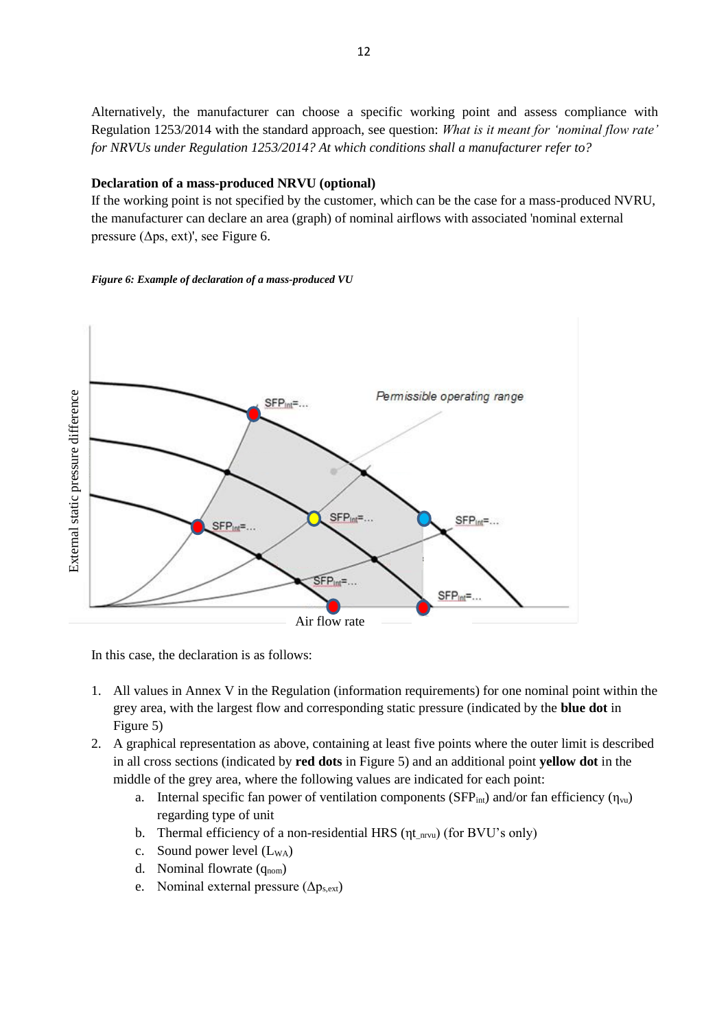Alternatively, the manufacturer can choose a specific working point and assess compliance with Regulation 1253/2014 with the standard approach, see question: *What is it meant for 'nominal flow rate' for NRVUs under Regulation 1253/2014? At which conditions shall a manufacturer refer to?*

**Declaration of a mass-produced NRVU (optional)**

If the working point is not specified by the customer, which can be the case for a mass-produced NVRU, the manufacturer can declare an area (graph) of nominal airflows with associated 'nominal external pressure ($\Delta$ps, ext)', see Figure 6.

***Figure 6: Example of declaration of a mass-produced VU***

In this case, the declaration is as follows:

1. All values in Annex V in the Regulation (information requirements) for one nominal point within the grey area, with the largest flow and corresponding static pressure (indicated by the **blue dot** in Figure 5)
2. A graphical representation as above, containing at least five points where the outer limit is described in all cross sections (indicated by **red dots** in Figure 5) and an additional point **yellow dot** in the middle of the grey area, where the following values are indicated for each point:
    a. Internal specific fan power of ventilation components ($SFP_{int}$) and/or fan efficiency ($\eta_{vu}$) regarding type of unit
    b. Thermal efficiency of a non-residential HRS ($\eta t_{\_nrvu}$) (for BVU's only)
    c. Sound power level ($L_{WA}$)
    d. Nominal flowrate ($q_{nom}$)
    e. Nominal external pressure ($\Delta p_{s,ext}$)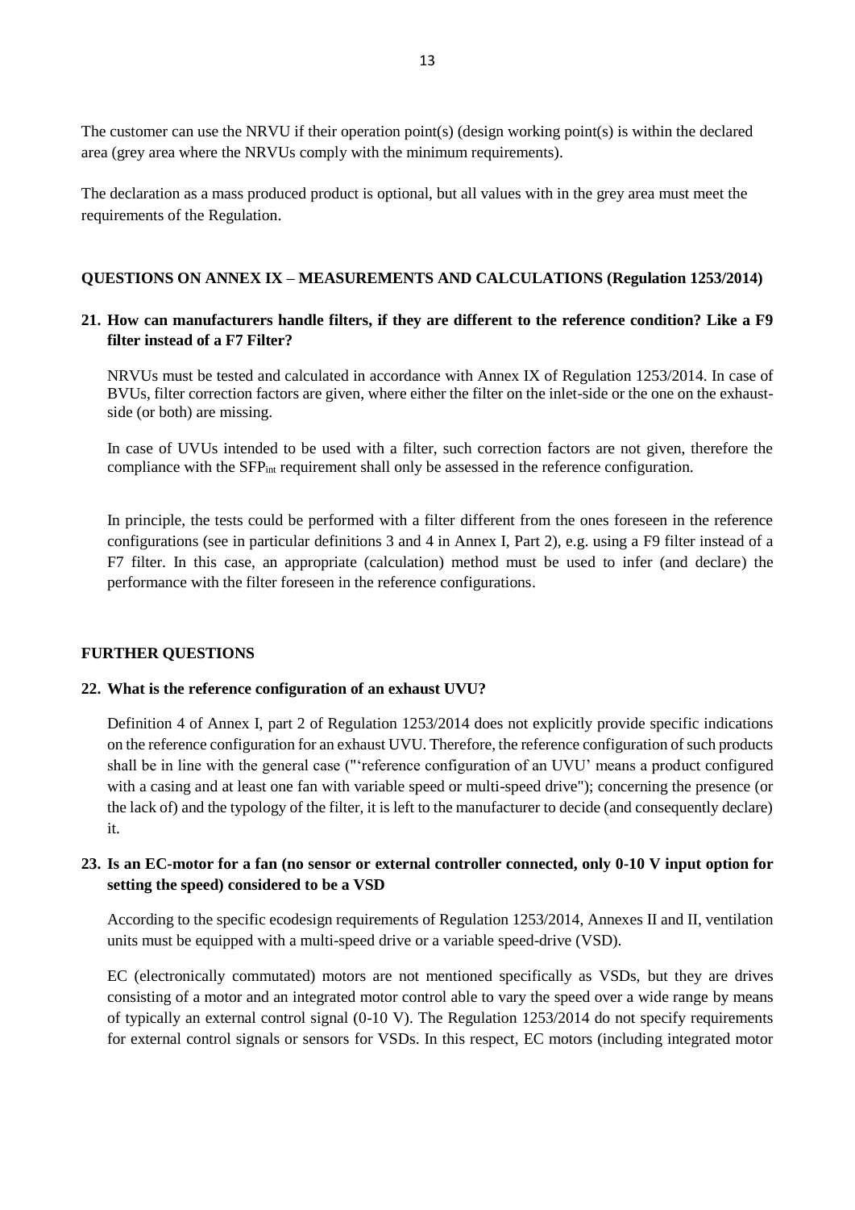The customer can use the NRVU if their operation point(s) (design working point(s) is within the declared area (grey area where the NRVUs comply with the minimum requirements).

The declaration as a mass produced product is optional, but all values with in the grey area must meet the requirements of the Regulation.

## QUESTIONS ON ANNEX IX – MEASUREMENTS AND CALCULATIONS (Regulation 1253/2014)

### 21. How can manufacturers handle filters, if they are different to the reference condition? Like a F9 filter instead of a F7 Filter?

NRVUs must be tested and calculated in accordance with Annex IX of Regulation 1253/2014. In case of BVUs, filter correction factors are given, where either the filter on the inlet-side or the one on the exhaust-side (or both) are missing.

In case of UVUs intended to be used with a filter, such correction factors are not given, therefore the compliance with the $SFP_{int}$ requirement shall only be assessed in the reference configuration.

In principle, the tests could be performed with a filter different from the ones foreseen in the reference configurations (see in particular definitions 3 and 4 in Annex I, Part 2), e.g. using a F9 filter instead of a F7 filter. In this case, an appropriate (calculation) method must be used to infer (and declare) the performance with the filter foreseen in the reference configurations.

## FURTHER QUESTIONS

### 22. What is the reference configuration of an exhaust UVU?

Definition 4 of Annex I, part 2 of Regulation 1253/2014 does not explicitly provide specific indications on the reference configuration for an exhaust UVU. Therefore, the reference configuration of such products shall be in line with the general case ("'reference configuration of an UVU' means a product configured with a casing and at least one fan with variable speed or multi-speed drive"); concerning the presence (or the lack of) and the typology of the filter, it is left to the manufacturer to decide (and consequently declare) it.

### 23. Is an EC-motor for a fan (no sensor or external controller connected, only 0-10 V input option for setting the speed) considered to be a VSD

According to the specific ecodesign requirements of Regulation 1253/2014, Annexes II and II, ventilation units must be equipped with a multi-speed drive or a variable speed-drive (VSD).

EC (electronically commutated) motors are not mentioned specifically as VSDs, but they are drives consisting of a motor and an integrated motor control able to vary the speed over a wide range by means of typically an external control signal (0-10 V). The Regulation 1253/2014 do not specify requirements for external control signals or sensors for VSDs. In this respect, EC motors (including integrated motor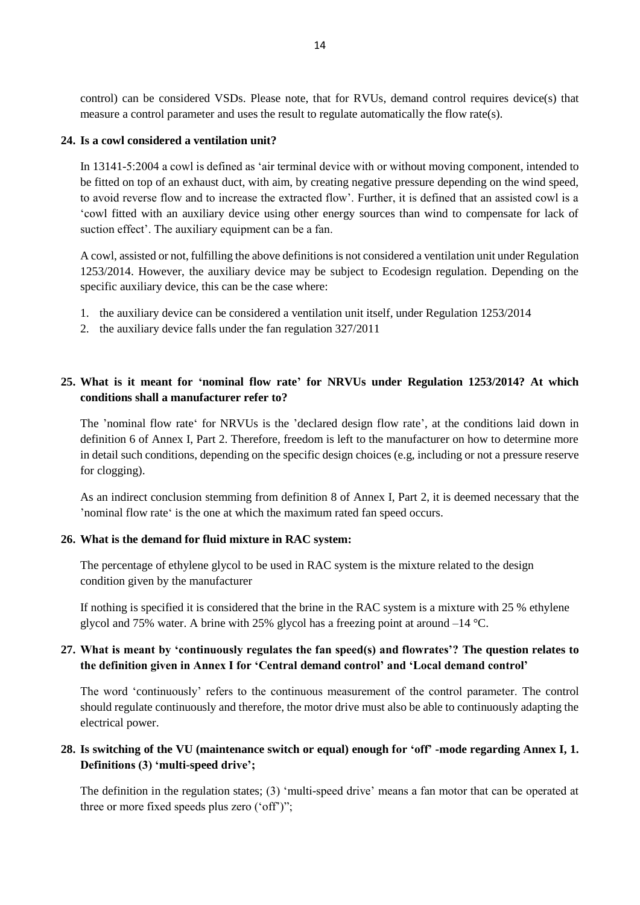control) can be considered VSDs. Please note, that for RVUs, demand control requires device(s) that measure a control parameter and uses the result to regulate automatically the flow rate(s).

**24. Is a cowl considered a ventilation unit?**

In 13141-5:2004 a cowl is defined as 'air terminal device with or without moving component, intended to be fitted on top of an exhaust duct, with aim, by creating negative pressure depending on the wind speed, to avoid reverse flow and to increase the extracted flow'. Further, it is defined that an assisted cowl is a 'cowl fitted with an auxiliary device using other energy sources than wind to compensate for lack of suction effect'. The auxiliary equipment can be a fan.

A cowl, assisted or not, fulfilling the above definitions is not considered a ventilation unit under Regulation 1253/2014. However, the auxiliary device may be subject to Ecodesign regulation. Depending on the specific auxiliary device, this can be the case where:

1. the auxiliary device can be considered a ventilation unit itself, under Regulation 1253/2014
2. the auxiliary device falls under the fan regulation 327/2011

**25. What is it meant for 'nominal flow rate' for NRVUs under Regulation 1253/2014? At which conditions shall a manufacturer refer to?**

The 'nominal flow rate' for NRVUs is the 'declared design flow rate', at the conditions laid down in definition 6 of Annex I, Part 2. Therefore, freedom is left to the manufacturer on how to determine more in detail such conditions, depending on the specific design choices (e.g, including or not a pressure reserve for clogging).

As an indirect conclusion stemming from definition 8 of Annex I, Part 2, it is deemed necessary that the 'nominal flow rate' is the one at which the maximum rated fan speed occurs.

**26. What is the demand for fluid mixture in RAC system:**

The percentage of ethylene glycol to be used in RAC system is the mixture related to the design condition given by the manufacturer

If nothing is specified it is considered that the brine in the RAC system is a mixture with 25 % ethylene glycol and 75% water. A brine with 25% glycol has a freezing point at around –14 °C.

**27. What is meant by 'continuously regulates the fan speed(s) and flowrates'? The question relates to the definition given in Annex I for 'Central demand control' and 'Local demand control'**

The word 'continuously' refers to the continuous measurement of the control parameter. The control should regulate continuously and therefore, the motor drive must also be able to continuously adapting the electrical power.

**28. Is switching of the VU (maintenance switch or equal) enough for 'off' -mode regarding Annex I, 1. Definitions (3) 'multi-speed drive';**

The definition in the regulation states; (3) 'multi-speed drive' means a fan motor that can be operated at three or more fixed speeds plus zero ('off')";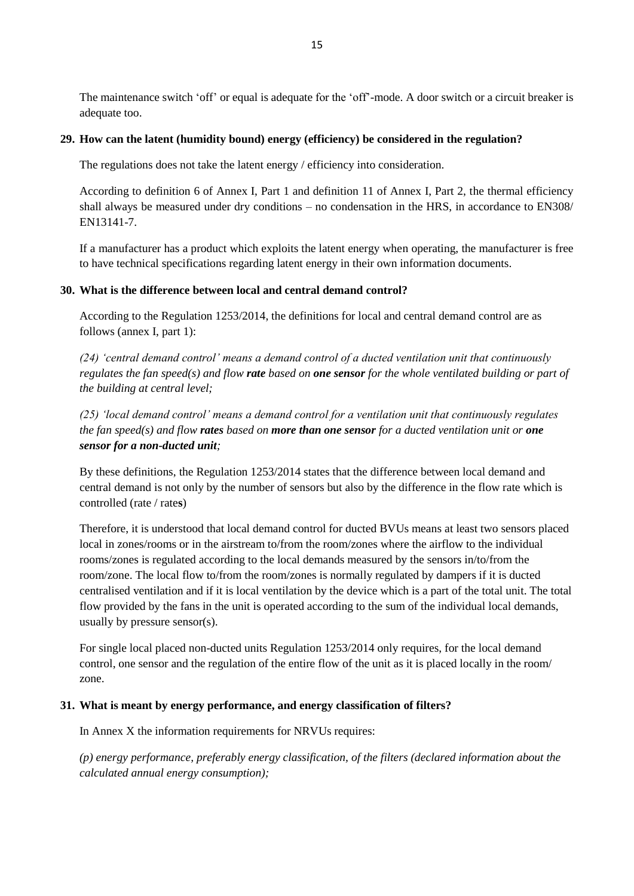The maintenance switch 'off' or equal is adequate for the 'off'-mode. A door switch or a circuit breaker is adequate too.

### 29. How can the latent (humidity bound) energy (efficiency) be considered in the regulation?

The regulations does not take the latent energy / efficiency into consideration.

According to definition 6 of Annex I, Part 1 and definition 11 of Annex I, Part 2, the thermal efficiency shall always be measured under dry conditions – no condensation in the HRS, in accordance to EN308/ EN13141-7.

If a manufacturer has a product which exploits the latent energy when operating, the manufacturer is free to have technical specifications regarding latent energy in their own information documents.

### 30. What is the difference between local and central demand control?

According to the Regulation 1253/2014, the definitions for local and central demand control are as follows (annex I, part 1):

*(24) 'central demand control' means a demand control of a ducted ventilation unit that continuously regulates the fan speed(s) and flow **rate** based on **one sensor** for the whole ventilated building or part of the building at central level;*

*(25) 'local demand control' means a demand control for a ventilation unit that continuously regulates the fan speed(s) and flow **rates** based on **more than one sensor** for a ducted ventilation unit or **one sensor for a non-ducted unit**;*

By these definitions, the Regulation 1253/2014 states that the difference between local demand and central demand is not only by the number of sensors but also by the difference in the flow rate which is controlled (rate / rate**s**)

Therefore, it is understood that local demand control for ducted BVUs means at least two sensors placed local in zones/rooms or in the airstream to/from the room/zones where the airflow to the individual rooms/zones is regulated according to the local demands measured by the sensors in/to/from the room/zone. The local flow to/from the room/zones is normally regulated by dampers if it is ducted centralised ventilation and if it is local ventilation by the device which is a part of the total unit. The total flow provided by the fans in the unit is operated according to the sum of the individual local demands, usually by pressure sensor(s).

For single local placed non-ducted units Regulation 1253/2014 only requires, for the local demand control, one sensor and the regulation of the entire flow of the unit as it is placed locally in the room/ zone.

### 31. What is meant by energy performance, and energy classification of filters?

In Annex X the information requirements for NRVUs requires:

*(p) energy performance, preferably energy classification, of the filters (declared information about the calculated annual energy consumption);*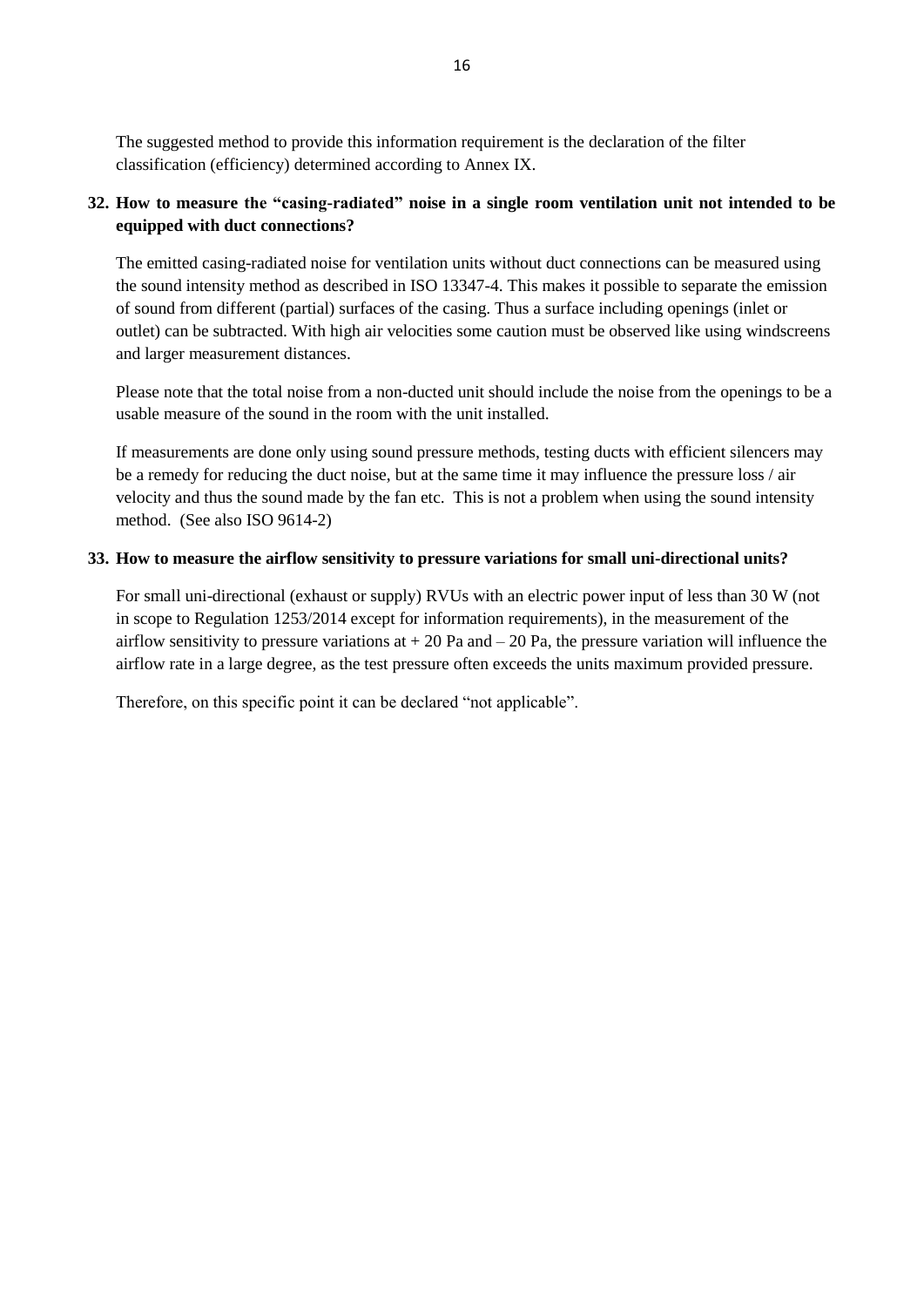The suggested method to provide this information requirement is the declaration of the filter classification (efficiency) determined according to Annex IX.

**32. How to measure the "casing-radiated" noise in a single room ventilation unit not intended to be equipped with duct connections?**

The emitted casing-radiated noise for ventilation units without duct connections can be measured using the sound intensity method as described in ISO 13347-4. This makes it possible to separate the emission of sound from different (partial) surfaces of the casing. Thus a surface including openings (inlet or outlet) can be subtracted. With high air velocities some caution must be observed like using windscreens and larger measurement distances.

Please note that the total noise from a non-ducted unit should include the noise from the openings to be a usable measure of the sound in the room with the unit installed.

If measurements are done only using sound pressure methods, testing ducts with efficient silencers may be a remedy for reducing the duct noise, but at the same time it may influence the pressure loss / air velocity and thus the sound made by the fan etc. This is not a problem when using the sound intensity method. (See also ISO 9614-2)

**33. How to measure the airflow sensitivity to pressure variations for small uni-directional units?**

For small uni-directional (exhaust or supply) RVUs with an electric power input of less than 30 W (not in scope to Regulation 1253/2014 except for information requirements), in the measurement of the airflow sensitivity to pressure variations at + 20 Pa and – 20 Pa, the pressure variation will influence the airflow rate in a large degree, as the test pressure often exceeds the units maximum provided pressure.

Therefore, on this specific point it can be declared "not applicable".